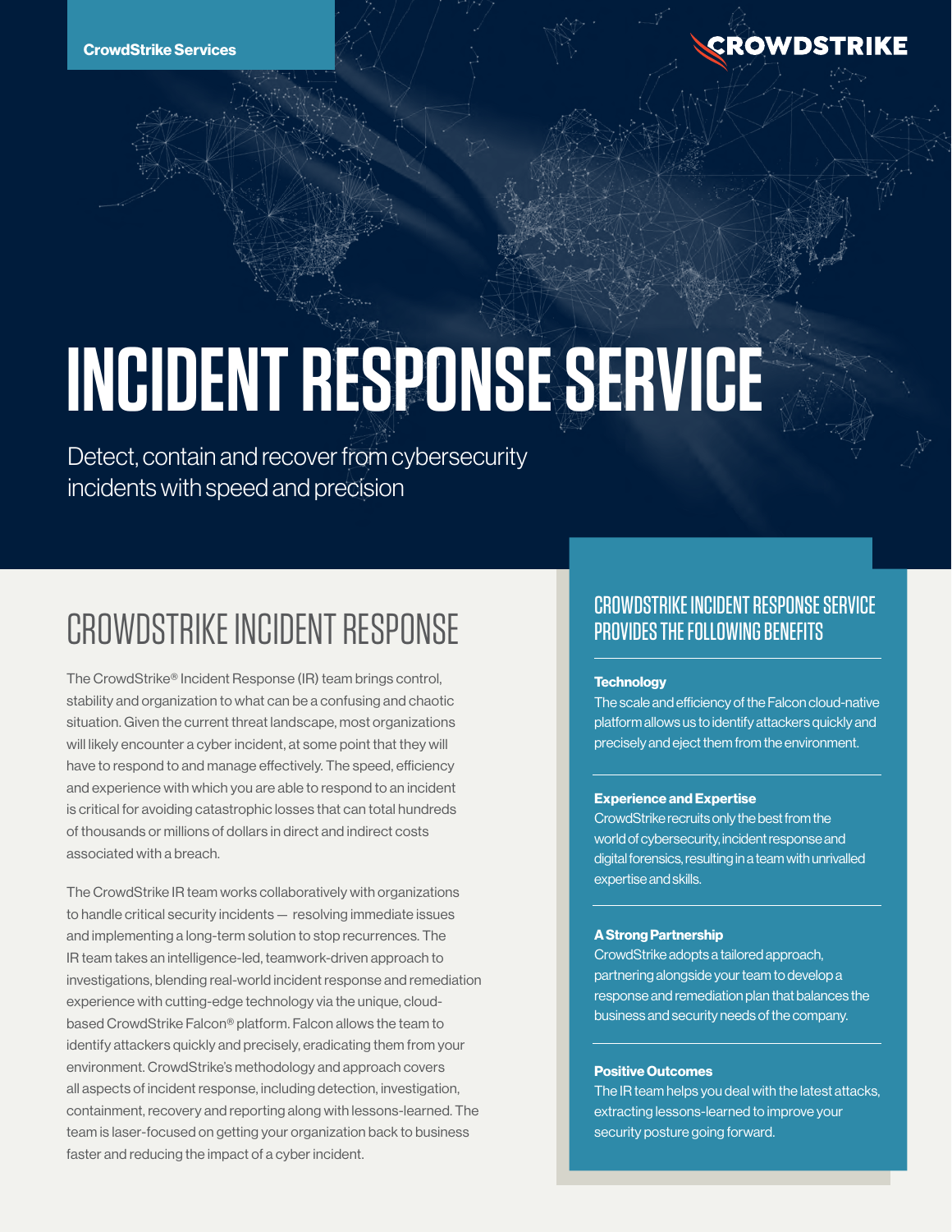CrowdStrike Services

# INCIDENT RESPONSE SERVICE

Detect, contain and recover from cybersecurity incidents with speed and precision

## CROWDSTRIKE INCIDENT RESPONSE

The CrowdStrike® Incident Response (IR) team brings control, stability and organization to what can be a confusing and chaotic situation. Given the current threat landscape, most organizations will likely encounter a cyber incident, at some point that they will have to respond to and manage effectively. The speed, efficiency and experience with which you are able to respond to an incident is critical for avoiding catastrophic losses that can total hundreds of thousands or millions of dollars in direct and indirect costs associated with a breach.

The CrowdStrike IR team works collaboratively with organizations to handle critical security incidents — resolving immediate issues and implementing a long-term solution to stop recurrences. The IR team takes an intelligence-led, teamwork-driven approach to investigations, blending real-world incident response and remediation experience with cutting-edge technology via the unique, cloud-based CrowdStrike Falcon® platform. Falcon allows the team to identify attackers quickly and precisely, eradicating them from your environment. CrowdStrike's methodology and approach covers all aspects of incident response, including detection, investigation, containment, recovery and reporting along with lessons-learned. The team is laser-focused on getting your organization back to business faster and reducing the impact of a cyber incident.

## CROWDSTRIKE INCIDENT RESPONSE SERVICE PROVIDES THE FOLLOWING BENEFITS

**Technology**
The scale and efficiency of the Falcon cloud-native platform allows us to identify attackers quickly and precisely and eject them from the environment.

**Experience and Expertise**
CrowdStrike recruits only the best from the world of cybersecurity, incident response and digital forensics, resulting in a team with unrivalled expertise and skills.

**A Strong Partnership**
CrowdStrike adopts a tailored approach, partnering alongside your team to develop a response and remediation plan that balances the business and security needs of the company.

**Positive Outcomes**
The IR team helps you deal with the latest attacks, extracting lessons-learned to improve your security posture going forward.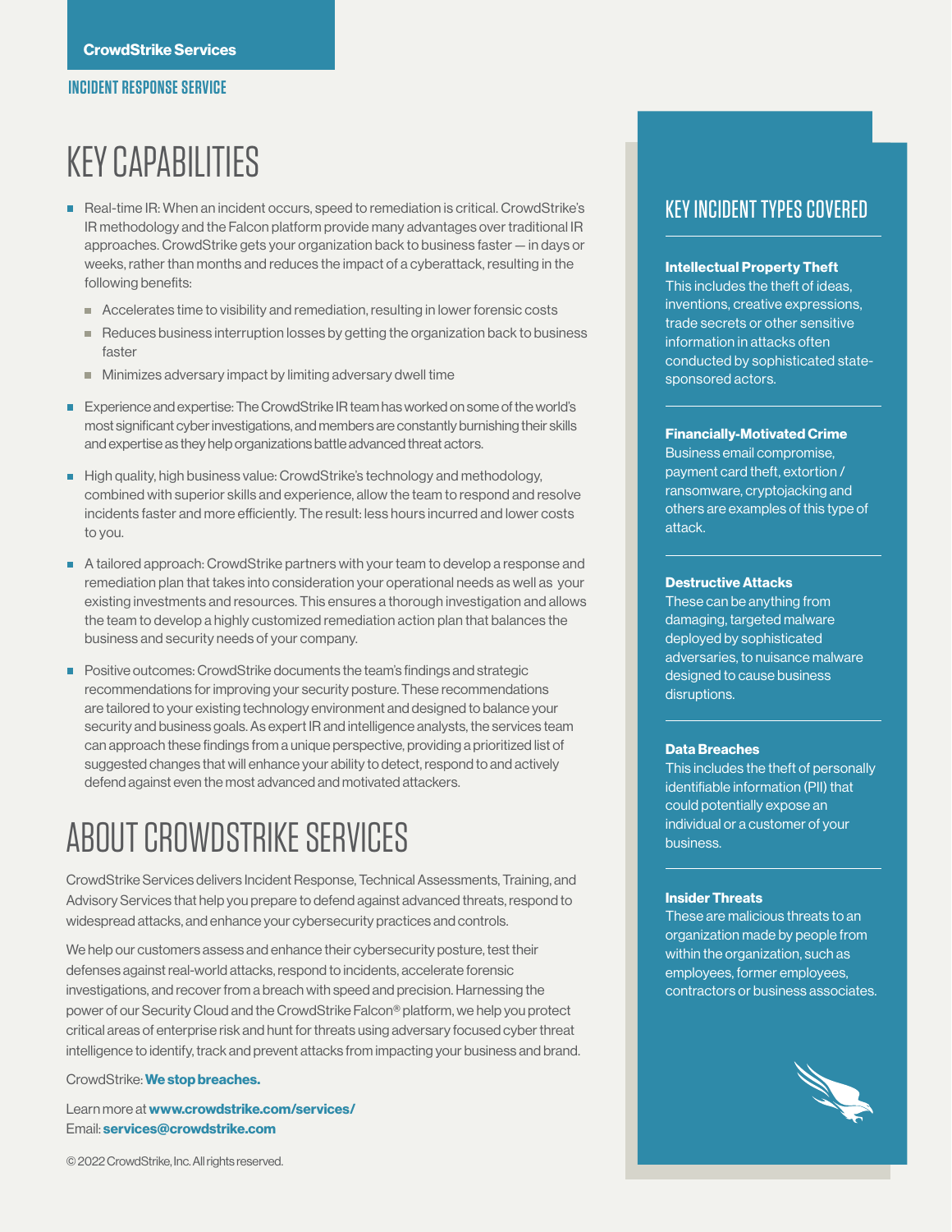CrowdStrike Services

INCIDENT RESPONSE SERVICE

# KEY CAPABILITIES

- Real-time IR: When an incident occurs, speed to remediation is critical. CrowdStrike's IR methodology and the Falcon platform provide many advantages over traditional IR approaches. CrowdStrike gets your organization back to business faster — in days or weeks, rather than months and reduces the impact of a cyberattack, resulting in the following benefits:
  - Accelerates time to visibility and remediation, resulting in lower forensic costs
  - Reduces business interruption losses by getting the organization back to business faster
  - Minimizes adversary impact by limiting adversary dwell time
- Experience and expertise: The CrowdStrike IR team has worked on some of the world's most significant cyber investigations, and members are constantly burnishing their skills and expertise as they help organizations battle advanced threat actors.
- High quality, high business value: CrowdStrike's technology and methodology, combined with superior skills and experience, allow the team to respond and resolve incidents faster and more efficiently. The result: less hours incurred and lower costs to you.
- A tailored approach: CrowdStrike partners with your team to develop a response and remediation plan that takes into consideration your operational needs as well as your existing investments and resources. This ensures a thorough investigation and allows the team to develop a highly customized remediation action plan that balances the business and security needs of your company.
- Positive outcomes: CrowdStrike documents the team's findings and strategic recommendations for improving your security posture. These recommendations are tailored to your existing technology environment and designed to balance your security and business goals. As expert IR and intelligence analysts, the services team can approach these findings from a unique perspective, providing a prioritized list of suggested changes that will enhance your ability to detect, respond to and actively defend against even the most advanced and motivated attackers.

# ABOUT CROWDSTRIKE SERVICES

CrowdStrike Services delivers Incident Response, Technical Assessments, Training, and Advisory Services that help you prepare to defend against advanced threats, respond to widespread attacks, and enhance your cybersecurity practices and controls.

We help our customers assess and enhance their cybersecurity posture, test their defenses against real-world attacks, respond to incidents, accelerate forensic investigations, and recover from a breach with speed and precision. Harnessing the power of our Security Cloud and the CrowdStrike Falcon® platform, we help you protect critical areas of enterprise risk and hunt for threats using adversary focused cyber threat intelligence to identify, track and prevent attacks from impacting your business and brand.

CrowdStrike: **We stop breaches.**

Learn more at **www.crowdstrike.com/services/**
Email: **services@crowdstrike.com**

© 2022 CrowdStrike, Inc. All rights reserved.

## KEY INCIDENT TYPES COVERED

**Intellectual Property Theft**
This includes the theft of ideas, inventions, creative expressions, trade secrets or other sensitive information in attacks often conducted by sophisticated state-sponsored actors.

**Financially-Motivated Crime**
Business email compromise, payment card theft, extortion / ransomware, cryptojacking and others are examples of this type of attack.

**Destructive Attacks**
These can be anything from damaging, targeted malware deployed by sophisticated adversaries, to nuisance malware designed to cause business disruptions.

**Data Breaches**
This includes the theft of personally identifiable information (PII) that could potentially expose an individual or a customer of your business.

**Insider Threats**
These are malicious threats to an organization made by people from within the organization, such as employees, former employees, contractors or business associates.